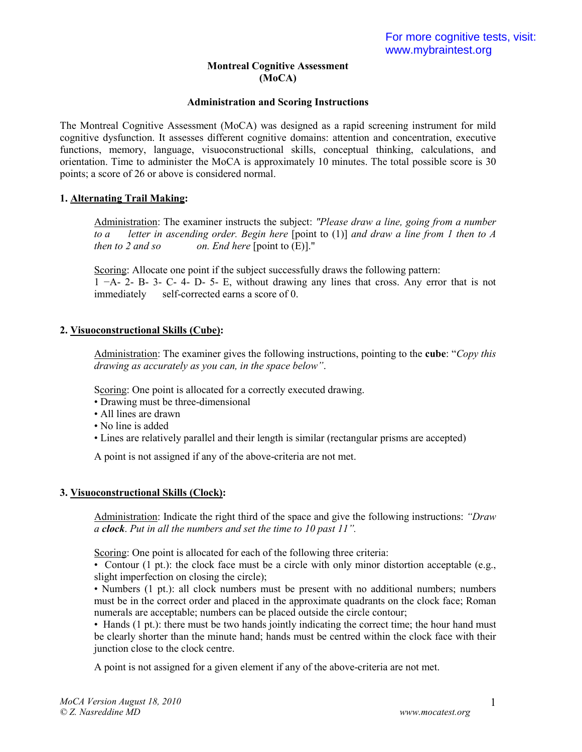# Montreal Cognitive Assessment (MoCA)

## Administration and Scoring Instructions

The Montreal Cognitive Assessment (MoCA) was designed as a rapid screening instrument for mild cognitive dysfunction. It assesses different cognitive domains: attention and concentration, executive functions, memory, language, visuoconstructional skills, conceptual thinking, calculations, and orientation. Time to administer the MoCA is approximately 10 minutes. The total possible score is 30 points; a score of 26 or above is considered normal.

### 1. Alternating Trail Making:

Administration: The examiner instructs the subject: *"Please draw a line, going from a number to a letter in ascending order. Begin here* [point to (1)] *and draw a line from 1 then to A then to 2 and so on. End here* [point to (E)]."

Scoring: Allocate one point if the subject successfully draws the following pattern: 1 −A- 2- B- 3- C- 4- D- 5- E, without drawing any lines that cross. Any error that is not immediately self-corrected earns a score of 0.

### 2. Visuoconstructional Skills (Cube):

Administration: The examiner gives the following instructions, pointing to the **cube**: "*Copy this drawing as accurately as you can, in the space below*".

Scoring: One point is allocated for a correctly executed drawing.
- Drawing must be three-dimensional
- All lines are drawn
- No line is added
- Lines are relatively parallel and their length is similar (rectangular prisms are accepted)

A point is not assigned if any of the above-criteria are not met.

### 3. Visuoconstructional Skills (Clock):

Administration: Indicate the right third of the space and give the following instructions: *"Draw a **clock**. Put in all the numbers and set the time to 10 past 11".*

Scoring: One point is allocated for each of the following three criteria:
- Contour (1 pt.): the clock face must be a circle with only minor distortion acceptable (e.g., slight imperfection on closing the circle);
- Numbers (1 pt.): all clock numbers must be present with no additional numbers; numbers must be in the correct order and placed in the approximate quadrants on the clock face; Roman numerals are acceptable; numbers can be placed outside the circle contour;
- Hands (1 pt.): there must be two hands jointly indicating the correct time; the hour hand must be clearly shorter than the minute hand; hands must be centred within the clock face with their junction close to the clock centre.

A point is not assigned for a given element if any of the above-criteria are not met.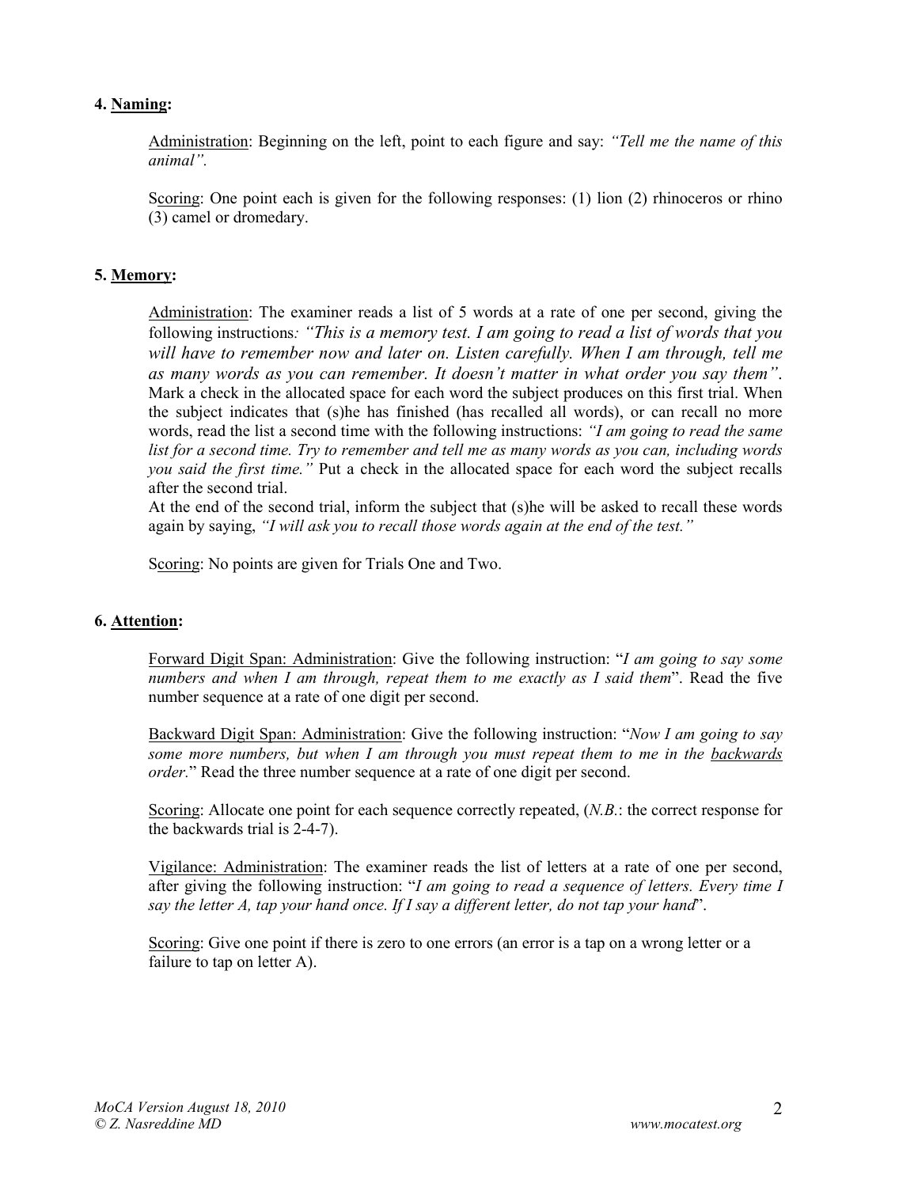**4. Naming:**

Administration: Beginning on the left, point to each figure and say: *"Tell me the name of this animal".*

Scoring: One point each is given for the following responses: (1) lion (2) rhinoceros or rhino (3) camel or dromedary.

**5. Memory:**

Administration: The examiner reads a list of 5 words at a rate of one per second, giving the following instructions*: "This is a memory test. I am going to read a list of words that you will have to remember now and later on. Listen carefully. When I am through, tell me as many words as you can remember. It doesn't matter in what order you say them"*. Mark a check in the allocated space for each word the subject produces on this first trial. When the subject indicates that (s)he has finished (has recalled all words), or can recall no more words, read the list a second time with the following instructions: *"I am going to read the same list for a second time. Try to remember and tell me as many words as you can, including words you said the first time."* Put a check in the allocated space for each word the subject recalls after the second trial.

At the end of the second trial, inform the subject that (s)he will be asked to recall these words again by saying, *"I will ask you to recall those words again at the end of the test."*

Scoring: No points are given for Trials One and Two.

**6. Attention:**

Forward Digit Span: Administration: Give the following instruction: "*I am going to say some numbers and when I am through, repeat them to me exactly as I said them*". Read the five number sequence at a rate of one digit per second.

Backward Digit Span: Administration: Give the following instruction: "*Now I am going to say some more numbers, but when I am through you must repeat them to me in the backwards order.*" Read the three number sequence at a rate of one digit per second.

Scoring: Allocate one point for each sequence correctly repeated, (*N.B.*: the correct response for the backwards trial is 2-4-7).

Vigilance: Administration: The examiner reads the list of letters at a rate of one per second, after giving the following instruction: "*I am going to read a sequence of letters. Every time I say the letter A, tap your hand once. If I say a different letter, do not tap your hand*".

Scoring: Give one point if there is zero to one errors (an error is a tap on a wrong letter or a failure to tap on letter A).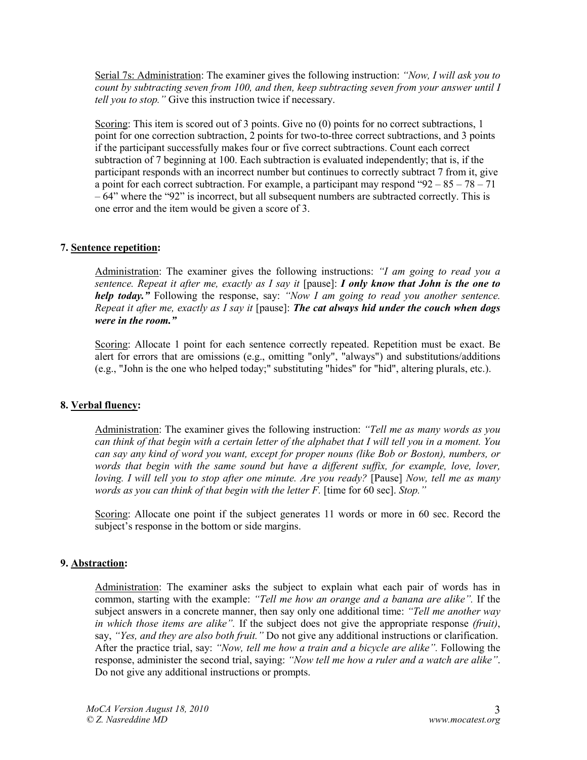Serial 7s: Administration: The examiner gives the following instruction: *"Now, I will ask you to count by subtracting seven from 100, and then, keep subtracting seven from your answer until I tell you to stop."* Give this instruction twice if necessary.

Scoring: This item is scored out of 3 points. Give no (0) points for no correct subtractions, 1 point for one correction subtraction, 2 points for two-to-three correct subtractions, and 3 points if the participant successfully makes four or five correct subtractions. Count each correct subtraction of 7 beginning at 100. Each subtraction is evaluated independently; that is, if the participant responds with an incorrect number but continues to correctly subtract 7 from it, give a point for each correct subtraction. For example, a participant may respond "92 – 85 – 78 – 71 – 64" where the "92" is incorrect, but all subsequent numbers are subtracted correctly. This is one error and the item would be given a score of 3.

### 7. Sentence repetition:

Administration: The examiner gives the following instructions: *"I am going to read you a sentence. Repeat it after me, exactly as I say it* [pause]: ***I only know that John is the one to help today."*** Following the response, say: *"Now I am going to read you another sentence. Repeat it after me, exactly as I say it* [pause]: ***The cat always hid under the couch when dogs were in the room."***

Scoring: Allocate 1 point for each sentence correctly repeated. Repetition must be exact. Be alert for errors that are omissions (e.g., omitting "only", "always") and substitutions/additions (e.g., "John is the one who helped today;" substituting "hides" for "hid", altering plurals, etc.).

### 8. Verbal fluency:

Administration: The examiner gives the following instruction: *"Tell me as many words as you can think of that begin with a certain letter of the alphabet that I will tell you in a moment. You can say any kind of word you want, except for proper nouns (like Bob or Boston), numbers, or words that begin with the same sound but have a different suffix, for example, love, lover, loving. I will tell you to stop after one minute. Are you ready?* [Pause] *Now, tell me as many words as you can think of that begin with the letter F.* [time for 60 sec]. *Stop."*

Scoring: Allocate one point if the subject generates 11 words or more in 60 sec. Record the subject's response in the bottom or side margins.

### 9. Abstraction:

Administration: The examiner asks the subject to explain what each pair of words has in common, starting with the example: *"Tell me how an orange and a banana are alike".* If the subject answers in a concrete manner, then say only one additional time: *"Tell me another way in which those items are alike".* If the subject does not give the appropriate response *(fruit)*, say, *"Yes, and they are also both fruit."* Do not give any additional instructions or clarification. After the practice trial, say: *"Now, tell me how a train and a bicycle are alike".* Following the response, administer the second trial, saying: *"Now tell me how a ruler and a watch are alike".* Do not give any additional instructions or prompts.

*MoCA Version August 18, 2010*
*© Z. Nasreddine MD*
*www.mocatest.org*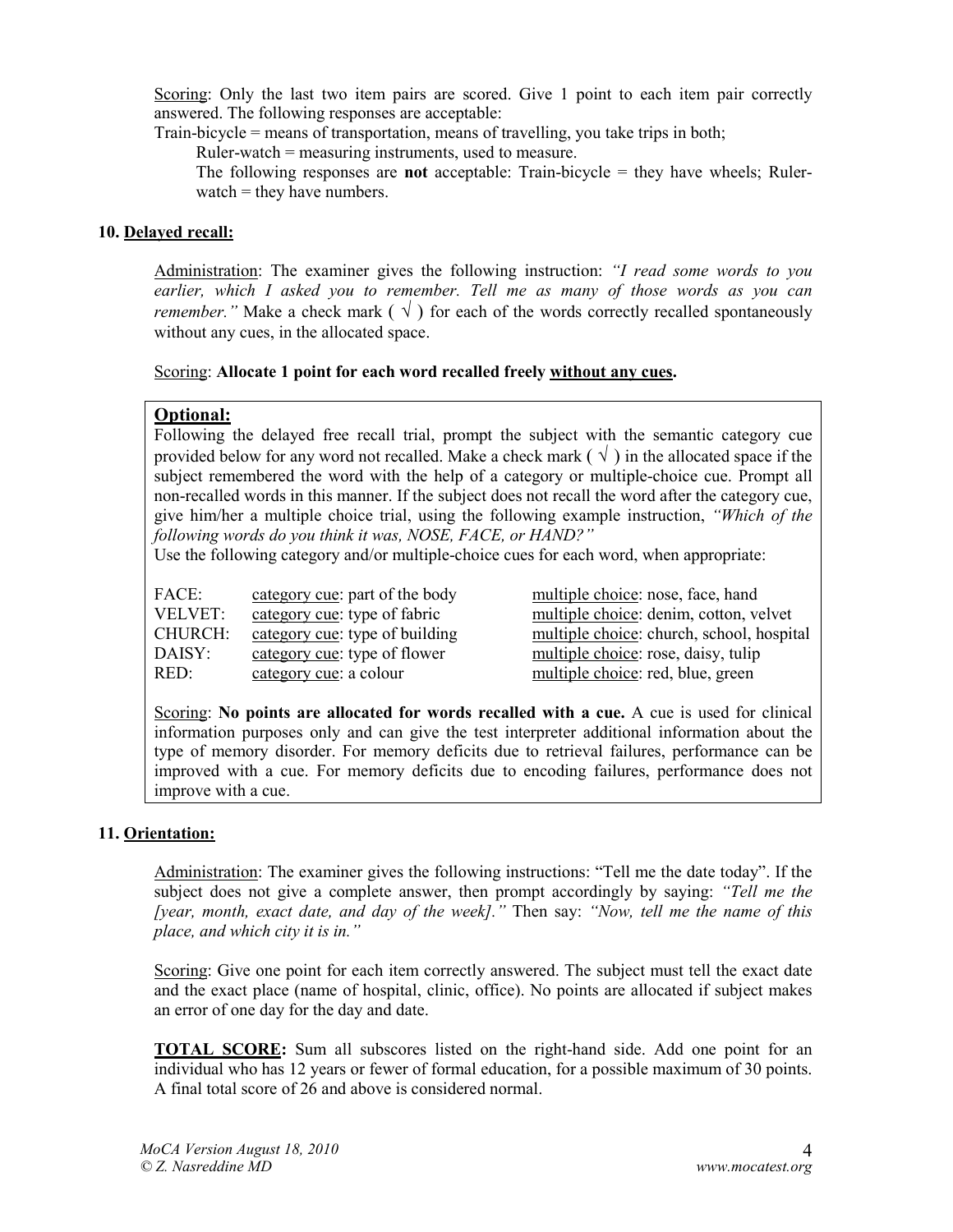Scoring: Only the last two item pairs are scored. Give 1 point to each item pair correctly answered. The following responses are acceptable:

Train-bicycle = means of transportation, means of travelling, you take trips in both;

Ruler-watch = measuring instruments, used to measure.

The following responses are **not** acceptable: Train-bicycle = they have wheels; Ruler-watch = they have numbers.

**10. Delayed recall:**

Administration: The examiner gives the following instruction: *"I read some words to you earlier, which I asked you to remember. Tell me as many of those words as you can remember."* Make a check mark ( √ ) for each of the words correctly recalled spontaneously without any cues, in the allocated space.

Scoring: **Allocate 1 point for each word recalled freely without any cues.**

**Optional:**

Following the delayed free recall trial, prompt the subject with the semantic category cue provided below for any word not recalled. Make a check mark ( √ ) in the allocated space if the subject remembered the word with the help of a category or multiple-choice cue. Prompt all non-recalled words in this manner. If the subject does not recall the word after the category cue, give him/her a multiple choice trial, using the following example instruction, *"Which of the following words do you think it was, NOSE, FACE, or HAND?"*

Use the following category and/or multiple-choice cues for each word, when appropriate:

| | | |
|---|---|---|
| FACE: | category cue: part of the body | multiple choice: nose, face, hand |
| VELVET: | category cue: type of fabric | multiple choice: denim, cotton, velvet |
| CHURCH: | category cue: type of building | multiple choice: church, school, hospital |
| DAISY: | category cue: type of flower | multiple choice: rose, daisy, tulip |
| RED: | category cue: a colour | multiple choice: red, blue, green |

Scoring: **No points are allocated for words recalled with a cue.** A cue is used for clinical information purposes only and can give the test interpreter additional information about the type of memory disorder. For memory deficits due to retrieval failures, performance can be improved with a cue. For memory deficits due to encoding failures, performance does not improve with a cue.

**11. Orientation:**

Administration: The examiner gives the following instructions: "Tell me the date today". If the subject does not give a complete answer, then prompt accordingly by saying: *"Tell me the [year, month, exact date, and day of the week]."* Then say: *"Now, tell me the name of this place, and which city it is in."*

Scoring: Give one point for each item correctly answered. The subject must tell the exact date and the exact place (name of hospital, clinic, office). No points are allocated if subject makes an error of one day for the day and date.

**TOTAL SCORE:** Sum all subscores listed on the right-hand side. Add one point for an individual who has 12 years or fewer of formal education, for a possible maximum of 30 points. A final total score of 26 and above is considered normal.

*MoCA Version August 18, 2010*
*© Z. Nasreddine MD*
*www.mocatest.org*